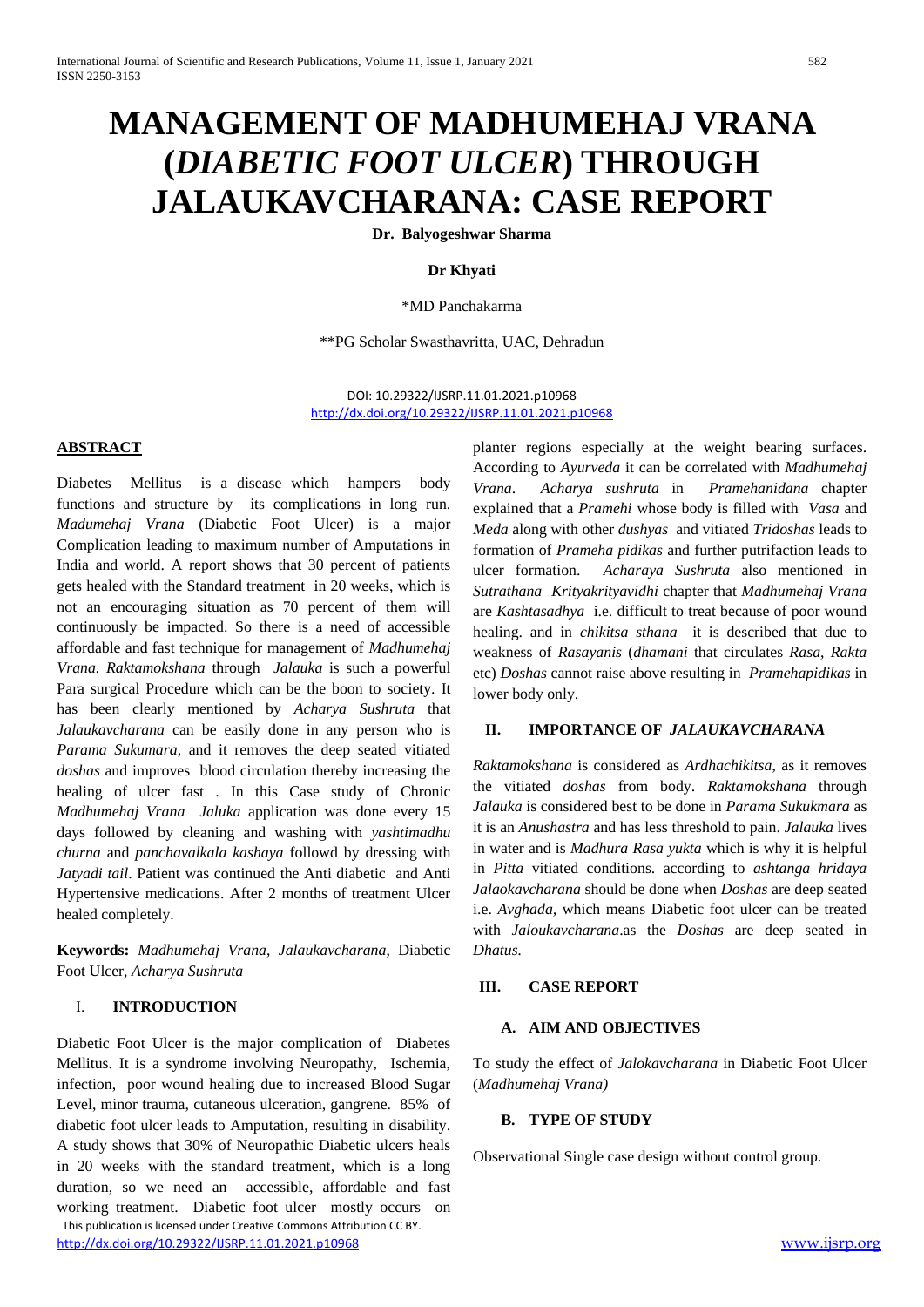# MANAGEMENT OF MADHUMEHAJ VRANA (*DIABETIC FOOT ULCER*) THROUGH JALAUKAVCHARANA: CASE REPORT

**Dr. Balyogeshwar Sharma**

**Dr Khyati**

*MD Panchakarma

**PG Scholar Swasthavritta, UAC, Dehradun

DOI: 10.29322/IJSRP.11.01.2021.p10968
http://dx.doi.org/10.29322/IJSRP.11.01.2021.p10968

## ABSTRACT

Diabetes Mellitus is a disease which hampers body functions and structure by its complications in long run. *Madumehaj Vrana* (Diabetic Foot Ulcer) is a major Complication leading to maximum number of Amputations in India and world. A report shows that 30 percent of patients gets healed with the Standard treatment in 20 weeks, which is not an encouraging situation as 70 percent of them will continuously be impacted. So there is a need of accessible affordable and fast technique for management of *Madhumehaj Vrana. Raktamokshana* through *Jalauka* is such a powerful Para surgical Procedure which can be the boon to society. It has been clearly mentioned by *Acharya Sushruta* that *Jalaukavcharana* can be easily done in any person who is *Parama Sukumara*, and it removes the deep seated vitiated *doshas* and improves blood circulation thereby increasing the healing of ulcer fast . In this Case study of Chronic *Madhumehaj Vrana Jaluka* application was done every 15 days followed by cleaning and washing with *yashtimadhu churna* and *panchavalkala kashaya* followd by dressing with *Jatyadi tail*. Patient was continued the Anti diabetic and Anti Hypertensive medications. After 2 months of treatment Ulcer healed completely.

**Keywords:** *Madhumehaj Vrana*, *Jalaukavcharana*, Diabetic Foot Ulcer, *Acharya Sushruta*

## I. INTRODUCTION

Diabetic Foot Ulcer is the major complication of Diabetes Mellitus. It is a syndrome involving Neuropathy, Ischemia, infection, poor wound healing due to increased Blood Sugar Level, minor trauma, cutaneous ulceration, gangrene. 85% of diabetic foot ulcer leads to Amputation, resulting in disability. A study shows that 30% of Neuropathic Diabetic ulcers heals in 20 weeks with the standard treatment, which is a long duration, so we need an accessible, affordable and fast working treatment. Diabetic foot ulcer mostly occurs on planter regions especially at the weight bearing surfaces. According to *Ayurveda* it can be correlated with *Madhumehaj Vrana*. *Acharya sushruta* in *Pramehanidana* chapter explained that a *Pramehi* whose body is filled with *Vasa* and *Meda* along with other *dushyas* and vitiated *Tridoshas* leads to formation of *Prameha pidikas* and further putrifaction leads to ulcer formation. *Acharaya Sushruta* also mentioned in *Sutrathana Krityakrityavidhi* chapter that *Madhumehaj Vrana* are *Kashtasadhya* i.e. difficult to treat because of poor wound healing. and in *chikitsa sthana* it is described that due to weakness of *Rasayanis* (*dhamani* that circulates *Rasa*, *Rakta* etc) *Doshas* cannot raise above resulting in *Pramehapidikas* in lower body only.

## II. IMPORTANCE OF *JALAUKAVCHARANA*

*Raktamokshana* is considered as *Ardhachikitsa*, as it removes the vitiated *doshas* from body. *Raktamokshana* through *Jalauka* is considered best to be done in *Parama Sukukmara* as it is an *Anushastra* and has less threshold to pain. *Jalauka* lives in water and is *Madhura Rasa yukta* which is why it is helpful in *Pitta* vitiated conditions. according to *ashtanga hridaya Jalaokavcharana* should be done when *Doshas* are deep seated i.e. *Avghada*, which means Diabetic foot ulcer can be treated with *Jaloukavcharana*.as the *Doshas* are deep seated in *Dhatus.*

## III. CASE REPORT

### A. AIM AND OBJECTIVES

To study the effect of *Jalokavcharana* in Diabetic Foot Ulcer (*Madhumehaj Vrana)*

### B. TYPE OF STUDY

Observational Single case design without control group.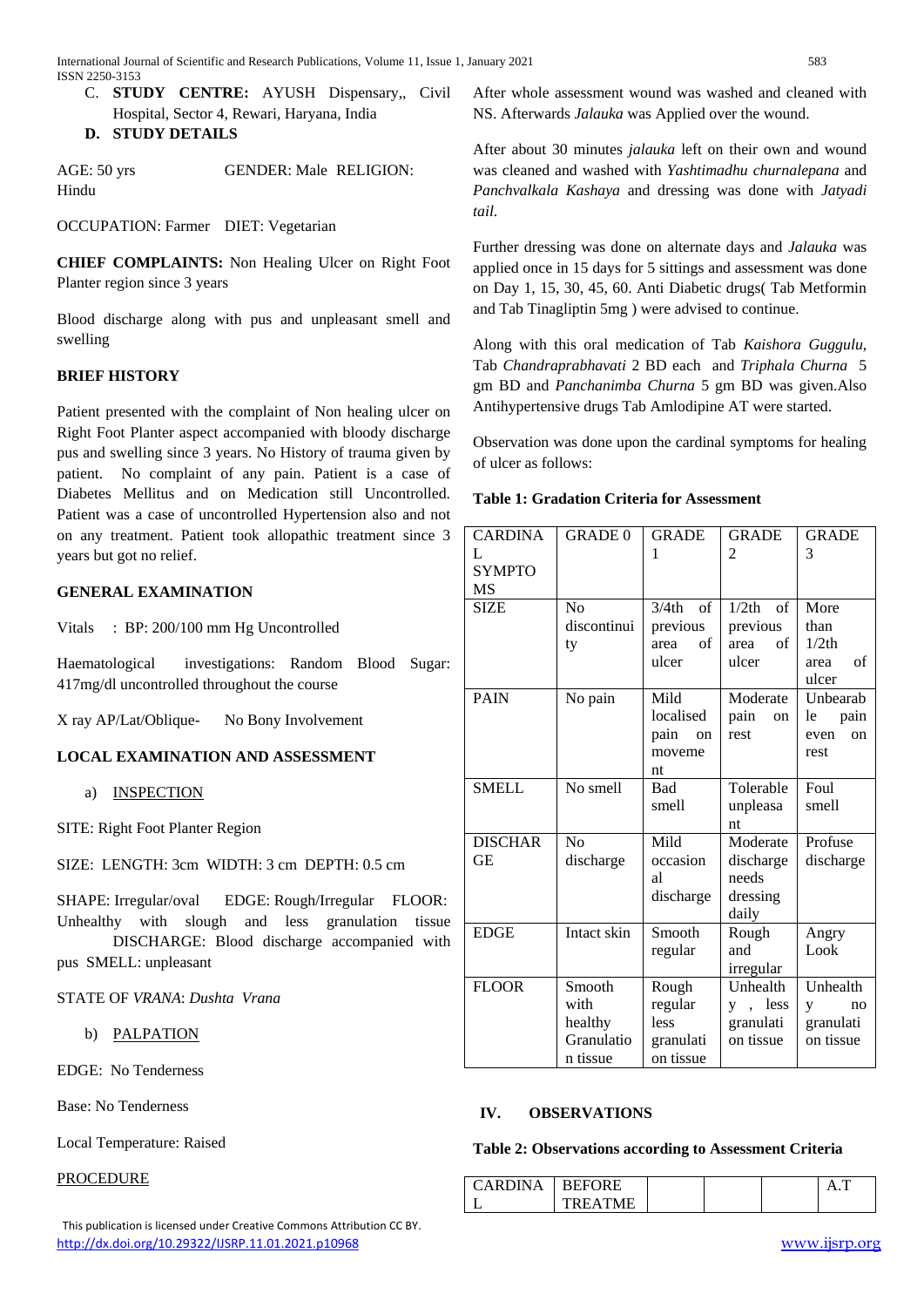- C. **STUDY CENTRE:** AYUSH Dispensary,, Civil Hospital, Sector 4, Rewari, Haryana, India
- **D. STUDY DETAILS**

AGE: 50 yrs GENDER: Male RELIGION: Hindu

OCCUPATION: Farmer DIET: Vegetarian

**CHIEF COMPLAINTS:** Non Healing Ulcer on Right Foot Planter region since 3 years

Blood discharge along with pus and unpleasant smell and swelling

**BRIEF HISTORY**

Patient presented with the complaint of Non healing ulcer on Right Foot Planter aspect accompanied with bloody discharge pus and swelling since 3 years. No History of trauma given by patient. No complaint of any pain. Patient is a case of Diabetes Mellitus and on Medication still Uncontrolled. Patient was a case of uncontrolled Hypertension also and not on any treatment. Patient took allopathic treatment since 3 years but got no relief.

**GENERAL EXAMINATION**

Vitals : BP: 200/100 mm Hg Uncontrolled

Haematological investigations: Random Blood Sugar: 417mg/dl uncontrolled throughout the course

X ray AP/Lat/Oblique- No Bony Involvement

**LOCAL EXAMINATION AND ASSESSMENT**

a) INSPECTION

SITE: Right Foot Planter Region

SIZE: LENGTH: 3cm WIDTH: 3 cm DEPTH: 0.5 cm

SHAPE: Irregular/oval EDGE: Rough/Irregular FLOOR: Unhealthy with slough and less granulation tissue DISCHARGE: Blood discharge accompanied with pus SMELL: unpleasant

STATE OF *VRANA*: *Dushta Vrana*

b) PALPATION

EDGE: No Tenderness

Base: No Tenderness

Local Temperature: Raised

PROCEDURE

After whole assessment wound was washed and cleaned with NS. Afterwards *Jalauka* was Applied over the wound.

After about 30 minutes *jalauka* left on their own and wound was cleaned and washed with *Yashtimadhu churnalepana* and *Panchvalkala Kashaya* and dressing was done with *Jatyadi tail*.

Further dressing was done on alternate days and *Jalauka* was applied once in 15 days for 5 sittings and assessment was done on Day 1, 15, 30, 45, 60. Anti Diabetic drugs( Tab Metformin and Tab Tinagliptin 5mg ) were advised to continue.

Along with this oral medication of Tab *Kaishora Guggulu*, Tab *Chandraprabhavati* 2 BD each and *Triphala Churna* 5 gm BD and *Panchanimba Churna* 5 gm BD was given.Also Antihypertensive drugs Tab Amlodipine AT were started.

Observation was done upon the cardinal symptoms for healing of ulcer as follows:

**Table 1: Gradation Criteria for Assessment**

| CARDINAL SYMPTOMS | GRADE 0 | GRADE 1 | GRADE 2 | GRADE 3 |
|---|---|---|---|---|
| SIZE | No discontinuity | 3/4th of previous area of ulcer | 1/2th of previous area of ulcer | More than 1/2th area of ulcer |
| PAIN | No pain | Mild localised pain on movement | Moderate pain on rest | Unbearable pain even on rest |
| SMELL | No smell | Bad smell | Tolerable unpleasant | Foul smell |
| DISCHARGE | No discharge | Mild occasional discharge | Moderate discharge needs dressing daily | Profuse discharge |
| EDGE | Intact skin | Smooth regular | Rough and irregular | Angry Look |
| FLOOR | Smooth with healthy Granulation tissue | Rough regular less granulation tissue | Unhealthy , less granulation tissue | Unhealthy no granulation tissue |

## IV. OBSERVATIONS

**Table 2: Observations according to Assessment Criteria**

| CARDINAL | BEFORE TREATMENT | | | | A.T |
|---|---|---|---|---|---|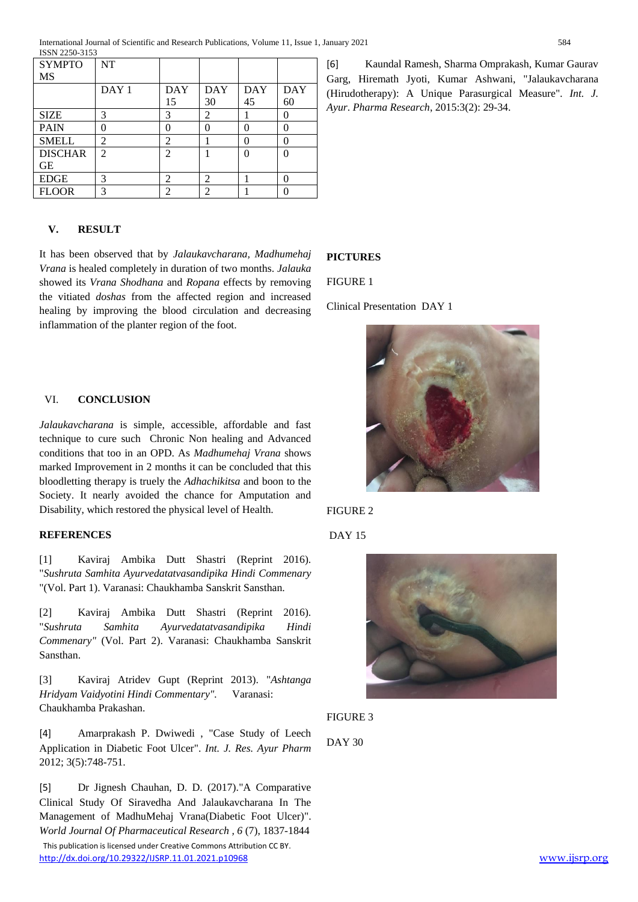| SYMPTOMS | NT | | | | |
|---|---|---|---|---|---|
| | DAY 1 | DAY 15 | DAY 30 | DAY 45 | DAY 60 |
| SIZE | 3 | 3 | 2 | 1 | 0 |
| PAIN | 0 | 0 | 0 | 0 | 0 |
| SMELL | 2 | 2 | 1 | 0 | 0 |
| DISCHARGE | 2 | 2 | 1 | 0 | 0 |
| EDGE | 3 | 2 | 2 | 1 | 0 |
| FLOOR | 3 | 2 | 2 | 1 | 0 |

## V. RESULT

It has been observed that by *Jalaukavcharana, Madhumehaj Vrana* is healed completely in duration of two months. *Jalauka* showed its *Vrana Shodhana* and *Ropana* effects by removing the vitiated *doshas* from the affected region and increased healing by improving the blood circulation and decreasing inflammation of the planter region of the foot.

## VI. CONCLUSION

*Jalaukavcharana* is simple, accessible, affordable and fast technique to cure such Chronic Non healing and Advanced conditions that too in an OPD. As *Madhumehaj Vrana* shows marked Improvement in 2 months it can be concluded that this bloodletting therapy is truely the *Adhachikitsa* and boon to the Society. It nearly avoided the chance for Amputation and Disability, which restored the physical level of Health.

## REFERENCES

[1] Kaviraj Ambika Dutt Shastri (Reprint 2016). "*Sushruta Samhita Ayurvedatatvasandipika Hindi Commenary* "(Vol. Part 1). Varanasi: Chaukhamba Sanskrit Sansthan.

[2] Kaviraj Ambika Dutt Shastri (Reprint 2016). "*Sushruta Samhita Ayurvedatatvasandipika Hindi Commenary"* (Vol. Part 2). Varanasi: Chaukhamba Sanskrit Sansthan.

[3] Kaviraj Atridev Gupt (Reprint 2013). "*Ashtanga Hridyam Vaidyotini Hindi Commentary"*. Varanasi: Chaukhamba Prakashan.

[4] Amarprakash P. Dwiwedi , "Case Study of Leech Application in Diabetic Foot Ulcer". *Int. J. Res. Ayur Pharm* 2012; 3(5):748-751.

[5] Dr Jignesh Chauhan, D. D. (2017)."A Comparative Clinical Study Of Siravedha And Jalaukavcharana In The Management of MadhuMehaj Vrana(Diabetic Foot Ulcer)". *World Journal Of Pharmaceutical Research , 6* (7), 1837-1844

[6] Kaundal Ramesh, Sharma Omprakash, Kumar Gaurav Garg, Hiremath Jyoti, Kumar Ashwani, "Jalaukavcharana (Hirudotherapy): A Unique Parasurgical Measure". *Int. J. Ayur. Pharma Research*, 2015:3(2): 29-34.

## PICTURES

FIGURE 1

Clinical Presentation DAY 1

FIGURE 2

DAY 15

FIGURE 3

DAY 30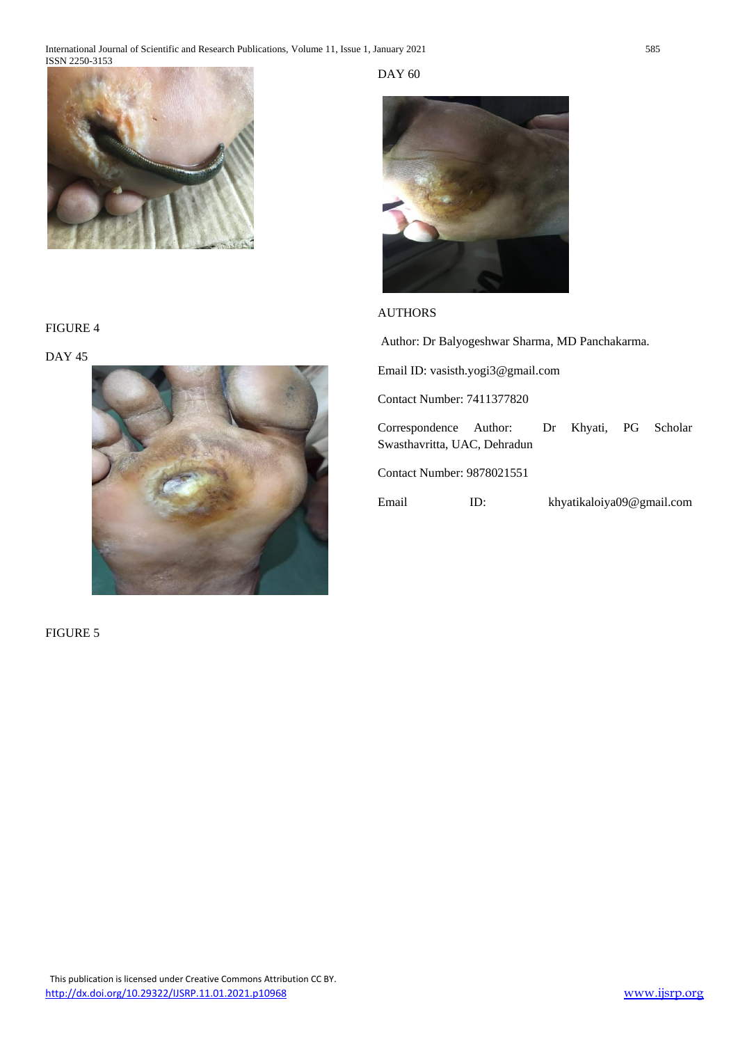FIGURE 4

DAY 45

FIGURE 5

DAY 60

AUTHORS

Author: Dr Balyogeshwar Sharma, MD Panchakarma.

Email ID: vasisth.yogi3@gmail.com

Contact Number: 7411377820

Correspondence Author: Dr Khyati, PG Scholar Swasthavritta, UAC, Dehradun

Contact Number: 9878021551

Email ID: khyatikaloiya09@gmail.com

This publication is licensed under Creative Commons Attribution CC BY.
http://dx.doi.org/10.29322/IJSRP.11.01.2021.p10968